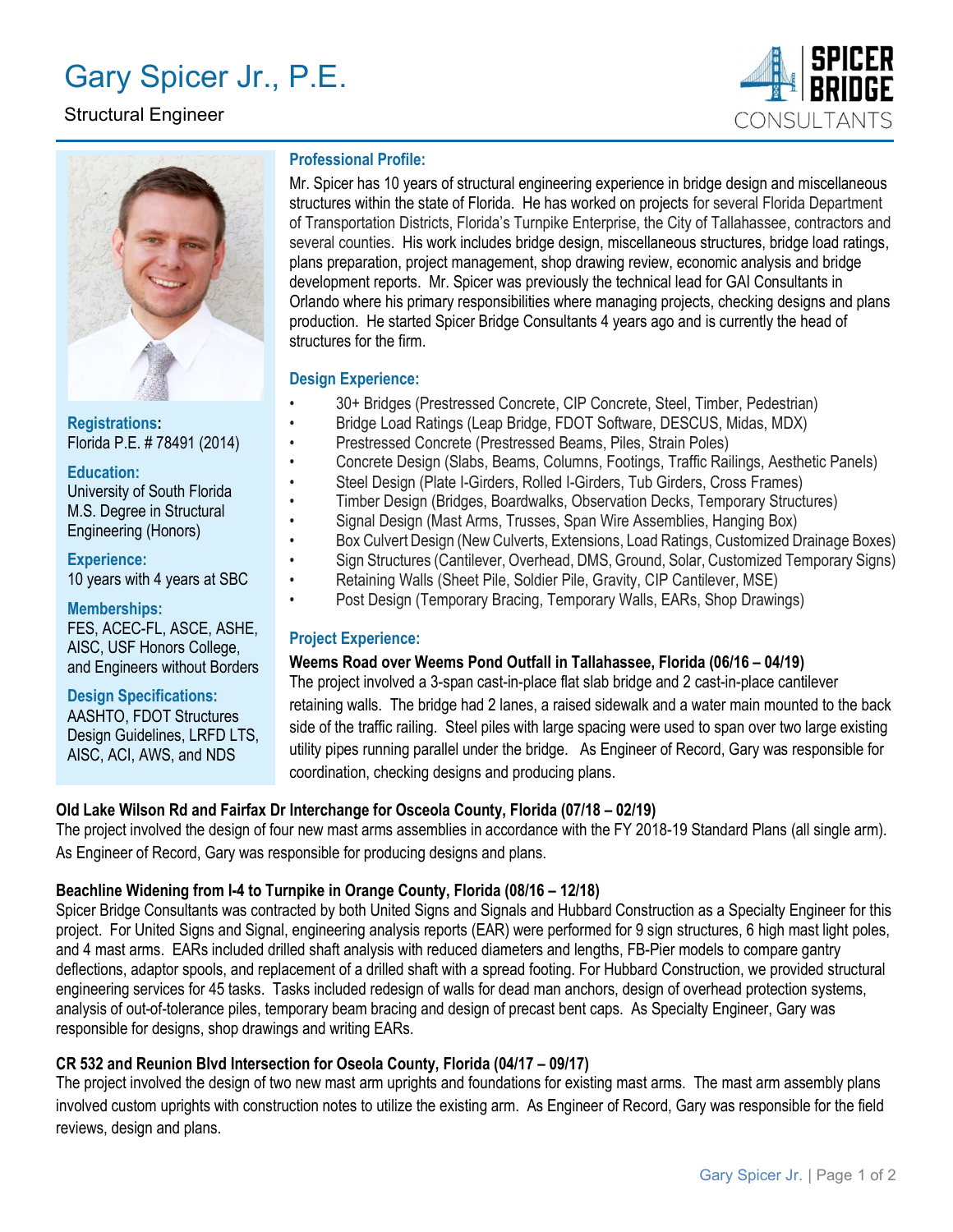# Gary Spicer Jr., P.E.

Structural Engineer

SPICER BRIDGE CONSULTANTS

**Registrations:**
Florida P.E. # 78491 (2014)

**Education:**
University of South Florida
M.S. Degree in Structural Engineering (Honors)

**Experience:**
10 years with 4 years at SBC

**Memberships:**
FES, ACEC-FL, ASCE, ASHE, AISC, USF Honors College, and Engineers without Borders

**Design Specifications:**
AASHTO, FDOT Structures Design Guidelines, LRFD LTS, AISC, ACI, AWS, and NDS

## Professional Profile:

Mr. Spicer has 10 years of structural engineering experience in bridge design and miscellaneous structures within the state of Florida. He has worked on projects for several Florida Department of Transportation Districts, Florida's Turnpike Enterprise, the City of Tallahassee, contractors and several counties. His work includes bridge design, miscellaneous structures, bridge load ratings, plans preparation, project management, shop drawing review, economic analysis and bridge development reports. Mr. Spicer was previously the technical lead for GAI Consultants in Orlando where his primary responsibilities where managing projects, checking designs and plans production. He started Spicer Bridge Consultants 4 years ago and is currently the head of structures for the firm.

## Design Experience:

- 30+ Bridges (Prestressed Concrete, CIP Concrete, Steel, Timber, Pedestrian)
- Bridge Load Ratings (Leap Bridge, FDOT Software, DESCUS, Midas, MDX)
- Prestressed Concrete (Prestressed Beams, Piles, Strain Poles)
- Concrete Design (Slabs, Beams, Columns, Footings, Traffic Railings, Aesthetic Panels)
- Steel Design (Plate I-Girders, Rolled I-Girders, Tub Girders, Cross Frames)
- Timber Design (Bridges, Boardwalks, Observation Decks, Temporary Structures)
- Signal Design (Mast Arms, Trusses, Span Wire Assemblies, Hanging Box)
- Box Culvert Design (New Culverts, Extensions, Load Ratings, Customized Drainage Boxes)
- Sign Structures (Cantilever, Overhead, DMS, Ground, Solar, Customized Temporary Signs)
- Retaining Walls (Sheet Pile, Soldier Pile, Gravity, CIP Cantilever, MSE)
- Post Design (Temporary Bracing, Temporary Walls, EARs, Shop Drawings)

## Project Experience:

**Weems Road over Weems Pond Outfall in Tallahassee, Florida (06/16 – 04/19)**
The project involved a 3-span cast-in-place flat slab bridge and 2 cast-in-place cantilever retaining walls. The bridge had 2 lanes, a raised sidewalk and a water main mounted to the back side of the traffic railing. Steel piles with large spacing were used to span over two large existing utility pipes running parallel under the bridge. As Engineer of Record, Gary was responsible for coordination, checking designs and producing plans.

**Old Lake Wilson Rd and Fairfax Dr Interchange for Osceola County, Florida (07/18 – 02/19)**
The project involved the design of four new mast arms assemblies in accordance with the FY 2018-19 Standard Plans (all single arm). As Engineer of Record, Gary was responsible for producing designs and plans.

**Beachline Widening from I-4 to Turnpike in Orange County, Florida (08/16 – 12/18)**
Spicer Bridge Consultants was contracted by both United Signs and Signals and Hubbard Construction as a Specialty Engineer for this project. For United Signs and Signal, engineering analysis reports (EAR) were performed for 9 sign structures, 6 high mast light poles, and 4 mast arms. EARs included drilled shaft analysis with reduced diameters and lengths, FB-Pier models to compare gantry deflections, adaptor spools, and replacement of a drilled shaft with a spread footing. For Hubbard Construction, we provided structural engineering services for 45 tasks. Tasks included redesign of walls for dead man anchors, design of overhead protection systems, analysis of out-of-tolerance piles, temporary beam bracing and design of precast bent caps. As Specialty Engineer, Gary was responsible for designs, shop drawings and writing EARs.

**CR 532 and Reunion Blvd Intersection for Oseola County, Florida (04/17 – 09/17)**
The project involved the design of two new mast arm uprights and foundations for existing mast arms. The mast arm assembly plans involved custom uprights with construction notes to utilize the existing arm. As Engineer of Record, Gary was responsible for the field reviews, design and plans.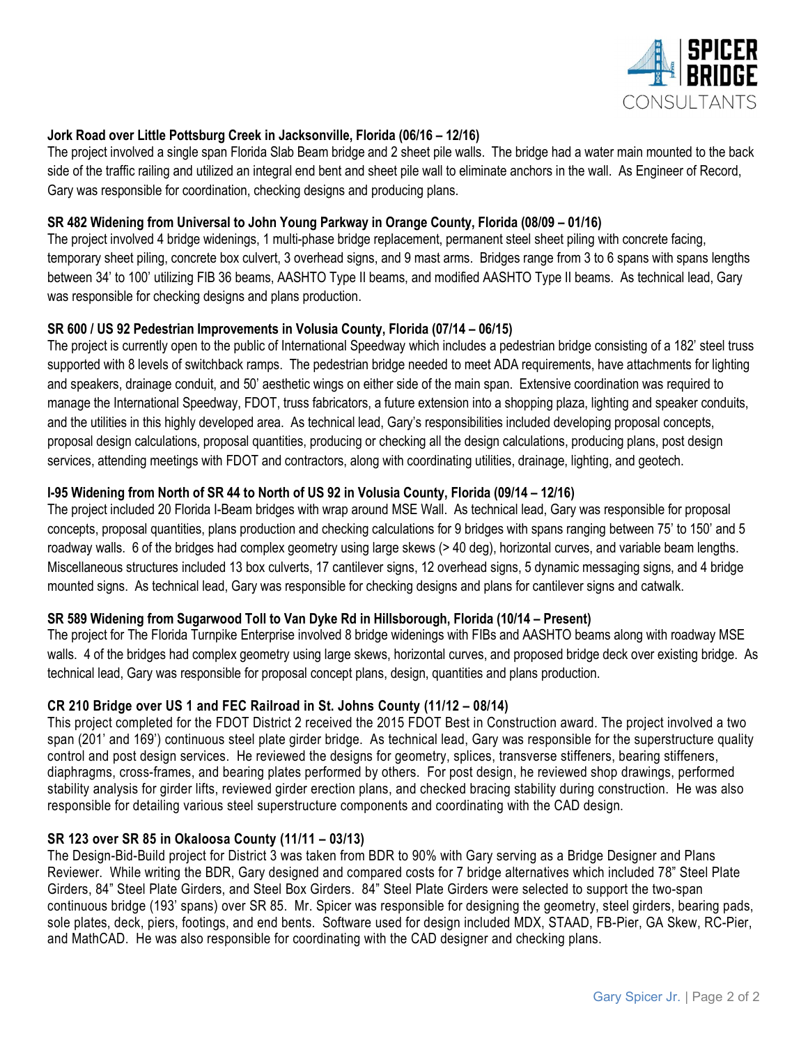**Jork Road over Little Pottsburg Creek in Jacksonville, Florida (06/16 – 12/16)**
The project involved a single span Florida Slab Beam bridge and 2 sheet pile walls. The bridge had a water main mounted to the back side of the traffic railing and utilized an integral end bent and sheet pile wall to eliminate anchors in the wall. As Engineer of Record, Gary was responsible for coordination, checking designs and producing plans.

**SR 482 Widening from Universal to John Young Parkway in Orange County, Florida (08/09 – 01/16)**
The project involved 4 bridge widenings, 1 multi-phase bridge replacement, permanent steel sheet piling with concrete facing, temporary sheet piling, concrete box culvert, 3 overhead signs, and 9 mast arms. Bridges range from 3 to 6 spans with spans lengths between 34' to 100' utilizing FIB 36 beams, AASHTO Type II beams, and modified AASHTO Type II beams. As technical lead, Gary was responsible for checking designs and plans production.

**SR 600 / US 92 Pedestrian Improvements in Volusia County, Florida (07/14 – 06/15)**
The project is currently open to the public of International Speedway which includes a pedestrian bridge consisting of a 182' steel truss supported with 8 levels of switchback ramps. The pedestrian bridge needed to meet ADA requirements, have attachments for lighting and speakers, drainage conduit, and 50' aesthetic wings on either side of the main span. Extensive coordination was required to manage the International Speedway, FDOT, truss fabricators, a future extension into a shopping plaza, lighting and speaker conduits, and the utilities in this highly developed area. As technical lead, Gary's responsibilities included developing proposal concepts, proposal design calculations, proposal quantities, producing or checking all the design calculations, producing plans, post design services, attending meetings with FDOT and contractors, along with coordinating utilities, drainage, lighting, and geotech.

**I-95 Widening from North of SR 44 to North of US 92 in Volusia County, Florida (09/14 – 12/16)**
The project included 20 Florida I-Beam bridges with wrap around MSE Wall. As technical lead, Gary was responsible for proposal concepts, proposal quantities, plans production and checking calculations for 9 bridges with spans ranging between 75' to 150' and 5 roadway walls. 6 of the bridges had complex geometry using large skews (> 40 deg), horizontal curves, and variable beam lengths. Miscellaneous structures included 13 box culverts, 17 cantilever signs, 12 overhead signs, 5 dynamic messaging signs, and 4 bridge mounted signs. As technical lead, Gary was responsible for checking designs and plans for cantilever signs and catwalk.

**SR 589 Widening from Sugarwood Toll to Van Dyke Rd in Hillsborough, Florida (10/14 – Present)**
The project for The Florida Turnpike Enterprise involved 8 bridge widenings with FIBs and AASHTO beams along with roadway MSE walls. 4 of the bridges had complex geometry using large skews, horizontal curves, and proposed bridge deck over existing bridge. As technical lead, Gary was responsible for proposal concept plans, design, quantities and plans production.

**CR 210 Bridge over US 1 and FEC Railroad in St. Johns County (11/12 – 08/14)**
This project completed for the FDOT District 2 received the 2015 FDOT Best in Construction award. The project involved a two span (201' and 169') continuous steel plate girder bridge. As technical lead, Gary was responsible for the superstructure quality control and post design services. He reviewed the designs for geometry, splices, transverse stiffeners, bearing stiffeners, diaphragms, cross-frames, and bearing plates performed by others. For post design, he reviewed shop drawings, performed stability analysis for girder lifts, reviewed girder erection plans, and checked bracing stability during construction. He was also responsible for detailing various steel superstructure components and coordinating with the CAD design.

**SR 123 over SR 85 in Okaloosa County (11/11 – 03/13)**
The Design-Bid-Build project for District 3 was taken from BDR to 90% with Gary serving as a Bridge Designer and Plans Reviewer. While writing the BDR, Gary designed and compared costs for 7 bridge alternatives which included 78" Steel Plate Girders, 84" Steel Plate Girders, and Steel Box Girders. 84" Steel Plate Girders were selected to support the two-span continuous bridge (193' spans) over SR 85. Mr. Spicer was responsible for designing the geometry, steel girders, bearing pads, sole plates, deck, piers, footings, and end bents. Software used for design included MDX, STAAD, FB-Pier, GA Skew, RC-Pier, and MathCAD. He was also responsible for coordinating with the CAD designer and checking plans.